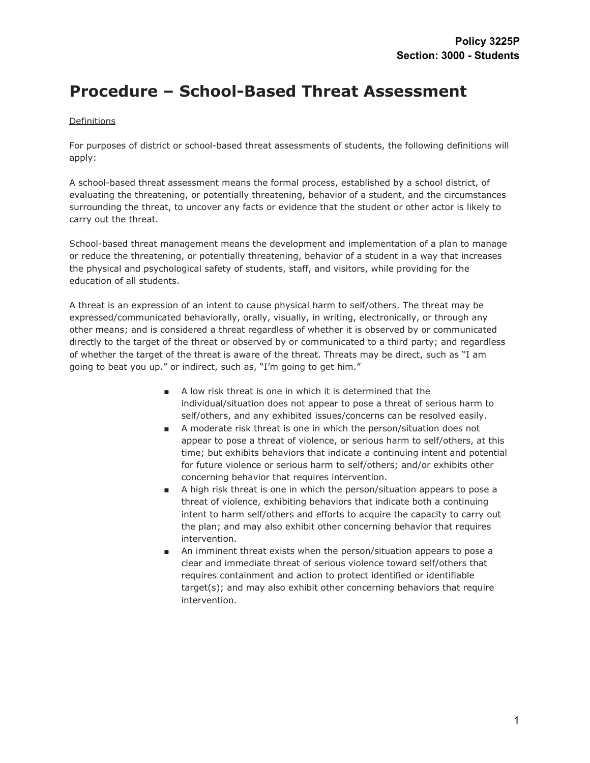**Policy 3225P**
**Section: 3000 - Students**

# Procedure – School-Based Threat Assessment

Definitions

For purposes of district or school-based threat assessments of students, the following definitions will apply:

A school-based threat assessment means the formal process, established by a school district, of evaluating the threatening, or potentially threatening, behavior of a student, and the circumstances surrounding the threat, to uncover any facts or evidence that the student or other actor is likely to carry out the threat.

School-based threat management means the development and implementation of a plan to manage or reduce the threatening, or potentially threatening, behavior of a student in a way that increases the physical and psychological safety of students, staff, and visitors, while providing for the education of all students.

A threat is an expression of an intent to cause physical harm to self/others. The threat may be expressed/communicated behaviorally, orally, visually, in writing, electronically, or through any other means; and is considered a threat regardless of whether it is observed by or communicated directly to the target of the threat or observed by or communicated to a third party; and regardless of whether the target of the threat is aware of the threat. Threats may be direct, such as "I am going to beat you up." or indirect, such as, "I'm going to get him."

- A low risk threat is one in which it is determined that the individual/situation does not appear to pose a threat of serious harm to self/others, and any exhibited issues/concerns can be resolved easily.
- A moderate risk threat is one in which the person/situation does not appear to pose a threat of violence, or serious harm to self/others, at this time; but exhibits behaviors that indicate a continuing intent and potential for future violence or serious harm to self/others; and/or exhibits other concerning behavior that requires intervention.
- A high risk threat is one in which the person/situation appears to pose a threat of violence, exhibiting behaviors that indicate both a continuing intent to harm self/others and efforts to acquire the capacity to carry out the plan; and may also exhibit other concerning behavior that requires intervention.
- An imminent threat exists when the person/situation appears to pose a clear and immediate threat of serious violence toward self/others that requires containment and action to protect identified or identifiable target(s); and may also exhibit other concerning behaviors that require intervention.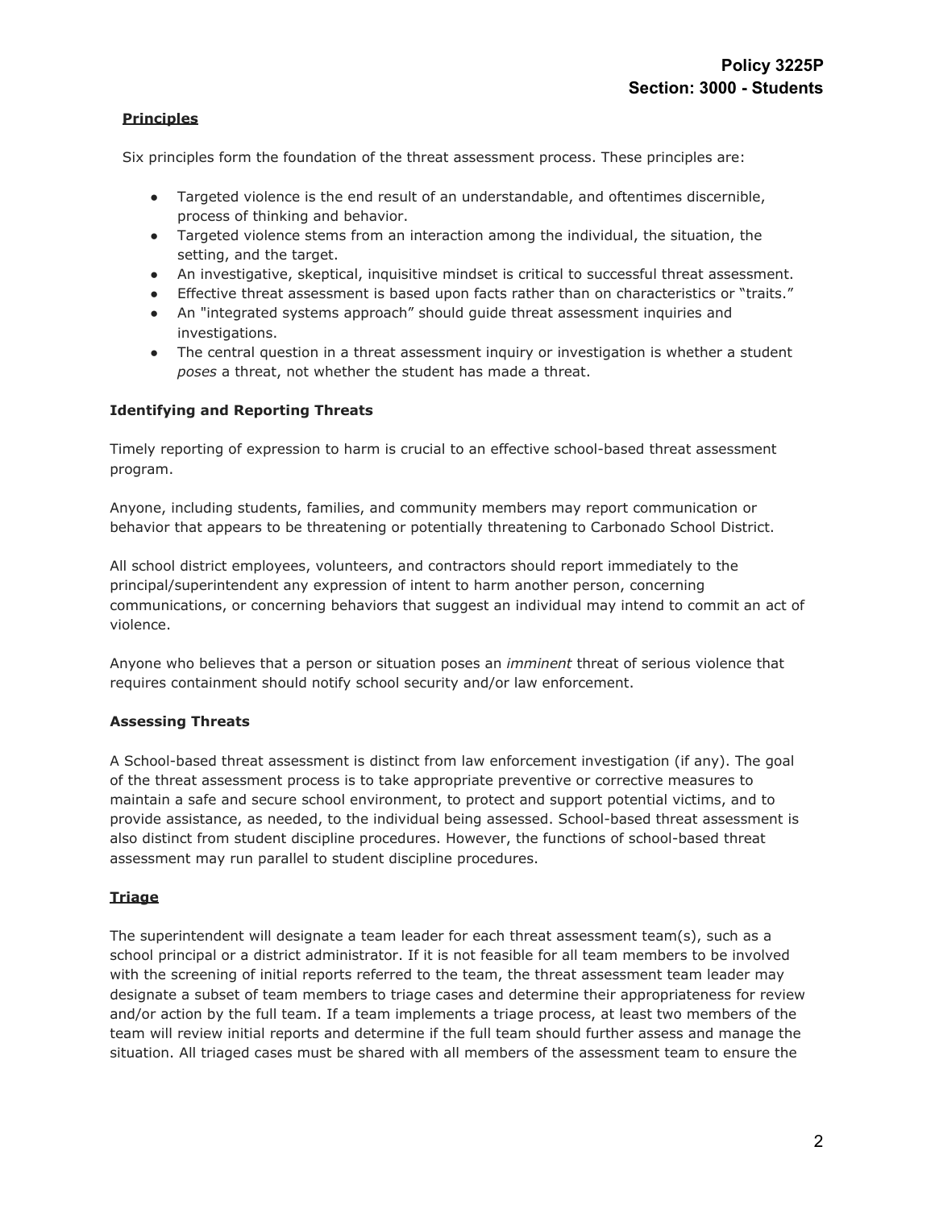### Principles

Six principles form the foundation of the threat assessment process. These principles are:

- Targeted violence is the end result of an understandable, and oftentimes discernible, process of thinking and behavior.
- Targeted violence stems from an interaction among the individual, the situation, the setting, and the target.
- An investigative, skeptical, inquisitive mindset is critical to successful threat assessment.
- Effective threat assessment is based upon facts rather than on characteristics or "traits."
- An "integrated systems approach" should guide threat assessment inquiries and investigations.
- The central question in a threat assessment inquiry or investigation is whether a student *poses* a threat, not whether the student has made a threat.

### Identifying and Reporting Threats

Timely reporting of expression to harm is crucial to an effective school-based threat assessment program.

Anyone, including students, families, and community members may report communication or behavior that appears to be threatening or potentially threatening to Carbonado School District.

All school district employees, volunteers, and contractors should report immediately to the principal/superintendent any expression of intent to harm another person, concerning communications, or concerning behaviors that suggest an individual may intend to commit an act of violence.

Anyone who believes that a person or situation poses an *imminent* threat of serious violence that requires containment should notify school security and/or law enforcement.

### Assessing Threats

A School-based threat assessment is distinct from law enforcement investigation (if any). The goal of the threat assessment process is to take appropriate preventive or corrective measures to maintain a safe and secure school environment, to protect and support potential victims, and to provide assistance, as needed, to the individual being assessed. School-based threat assessment is also distinct from student discipline procedures. However, the functions of school-based threat assessment may run parallel to student discipline procedures.

### Triage

The superintendent will designate a team leader for each threat assessment team(s), such as a school principal or a district administrator. If it is not feasible for all team members to be involved with the screening of initial reports referred to the team, the threat assessment team leader may designate a subset of team members to triage cases and determine their appropriateness for review and/or action by the full team. If a team implements a triage process, at least two members of the team will review initial reports and determine if the full team should further assess and manage the situation. All triaged cases must be shared with all members of the assessment team to ensure the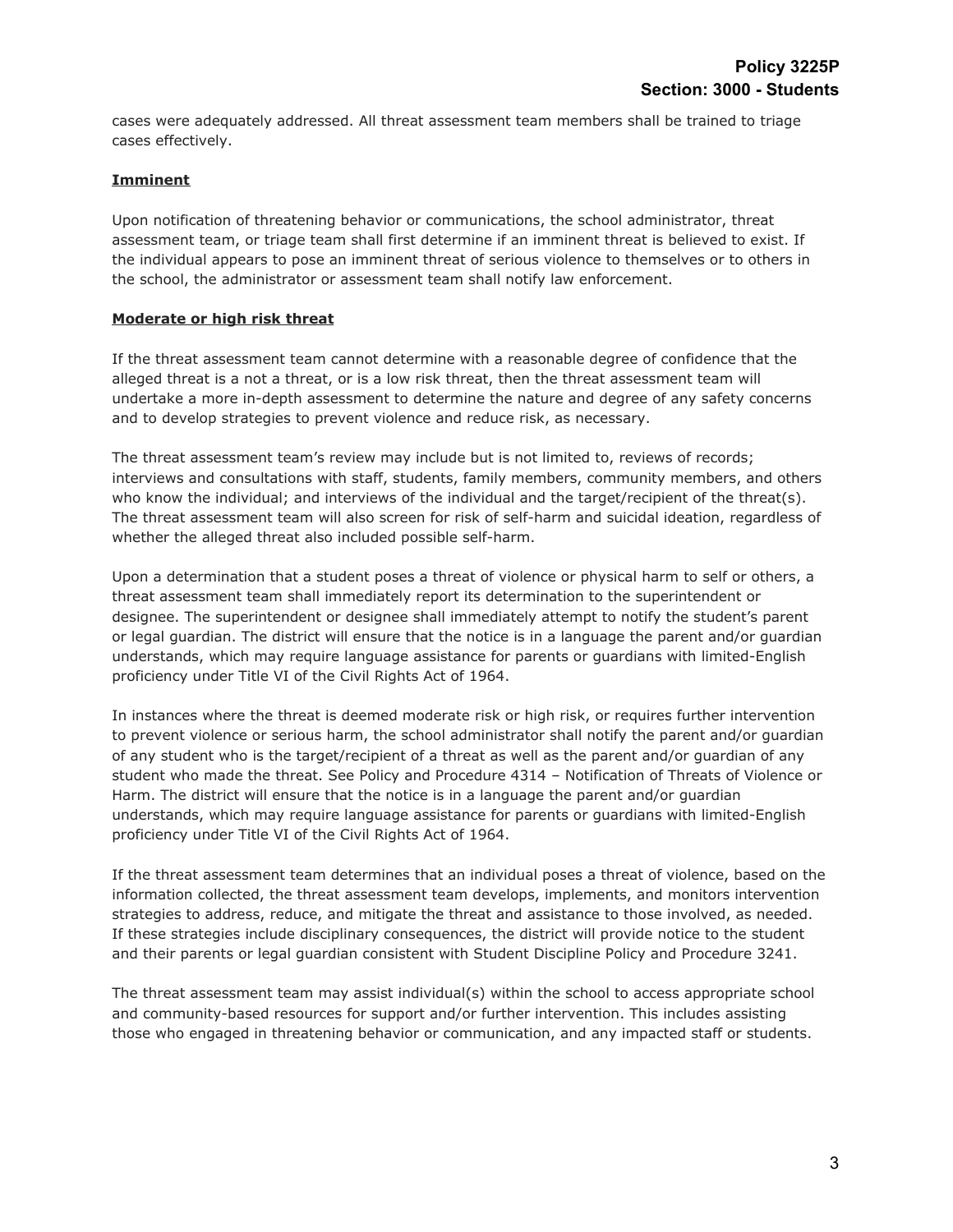cases were adequately addressed. All threat assessment team members shall be trained to triage cases effectively.

**Imminent**

Upon notification of threatening behavior or communications, the school administrator, threat assessment team, or triage team shall first determine if an imminent threat is believed to exist. If the individual appears to pose an imminent threat of serious violence to themselves or to others in the school, the administrator or assessment team shall notify law enforcement.

**Moderate or high risk threat**

If the threat assessment team cannot determine with a reasonable degree of confidence that the alleged threat is a not a threat, or is a low risk threat, then the threat assessment team will undertake a more in-depth assessment to determine the nature and degree of any safety concerns and to develop strategies to prevent violence and reduce risk, as necessary.

The threat assessment team's review may include but is not limited to, reviews of records; interviews and consultations with staff, students, family members, community members, and others who know the individual; and interviews of the individual and the target/recipient of the threat(s). The threat assessment team will also screen for risk of self-harm and suicidal ideation, regardless of whether the alleged threat also included possible self-harm.

Upon a determination that a student poses a threat of violence or physical harm to self or others, a threat assessment team shall immediately report its determination to the superintendent or designee. The superintendent or designee shall immediately attempt to notify the student's parent or legal guardian. The district will ensure that the notice is in a language the parent and/or guardian understands, which may require language assistance for parents or guardians with limited-English proficiency under Title VI of the Civil Rights Act of 1964.

In instances where the threat is deemed moderate risk or high risk, or requires further intervention to prevent violence or serious harm, the school administrator shall notify the parent and/or guardian of any student who is the target/recipient of a threat as well as the parent and/or guardian of any student who made the threat. See Policy and Procedure 4314 – Notification of Threats of Violence or Harm. The district will ensure that the notice is in a language the parent and/or guardian understands, which may require language assistance for parents or guardians with limited-English proficiency under Title VI of the Civil Rights Act of 1964.

If the threat assessment team determines that an individual poses a threat of violence, based on the information collected, the threat assessment team develops, implements, and monitors intervention strategies to address, reduce, and mitigate the threat and assistance to those involved, as needed. If these strategies include disciplinary consequences, the district will provide notice to the student and their parents or legal guardian consistent with Student Discipline Policy and Procedure 3241.

The threat assessment team may assist individual(s) within the school to access appropriate school and community-based resources for support and/or further intervention. This includes assisting those who engaged in threatening behavior or communication, and any impacted staff or students.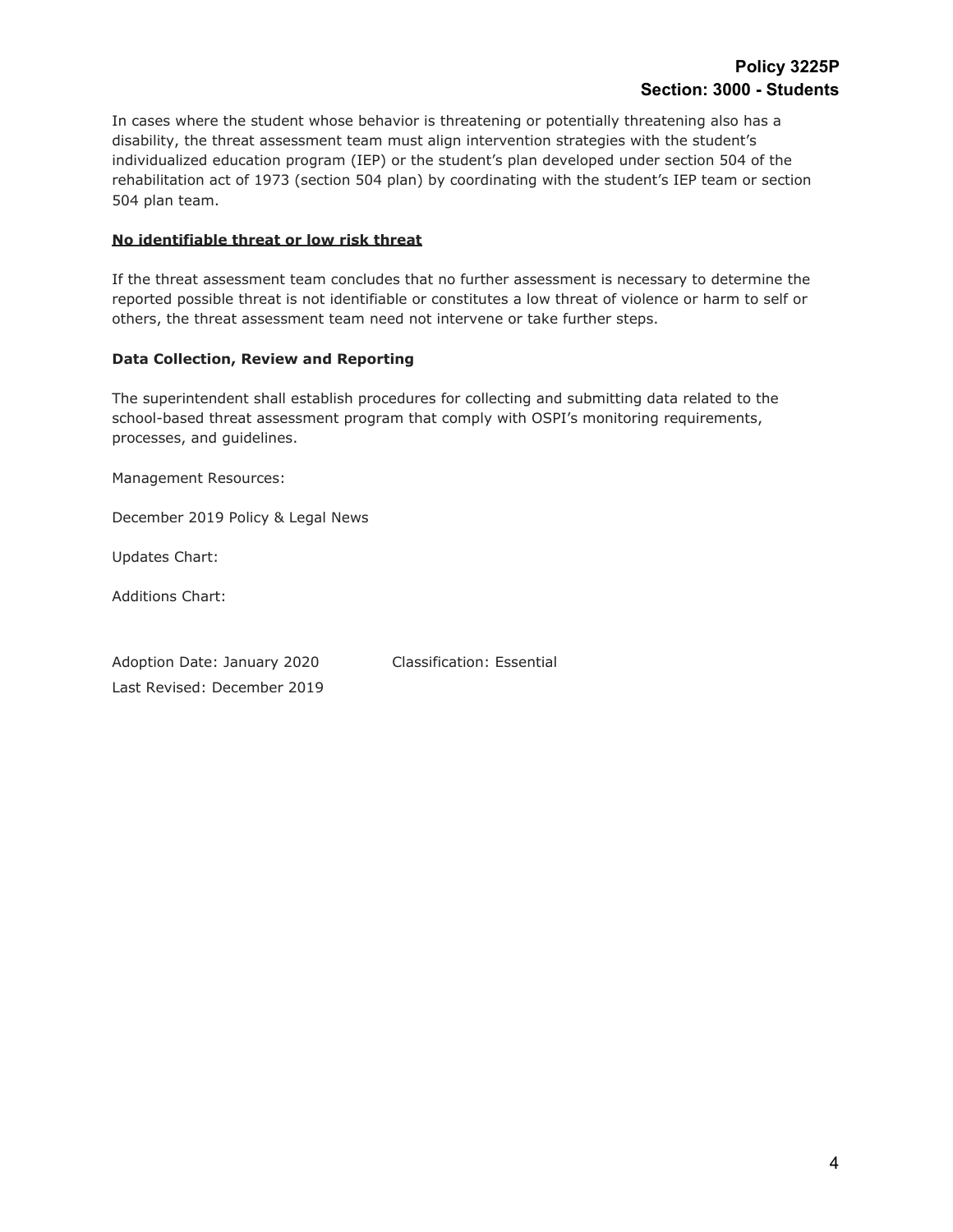In cases where the student whose behavior is threatening or potentially threatening also has a disability, the threat assessment team must align intervention strategies with the student's individualized education program (IEP) or the student's plan developed under section 504 of the rehabilitation act of 1973 (section 504 plan) by coordinating with the student's IEP team or section 504 plan team.

**No identifiable threat or low risk threat**

If the threat assessment team concludes that no further assessment is necessary to determine the reported possible threat is not identifiable or constitutes a low threat of violence or harm to self or others, the threat assessment team need not intervene or take further steps.

**Data Collection, Review and Reporting**

The superintendent shall establish procedures for collecting and submitting data related to the school-based threat assessment program that comply with OSPI's monitoring requirements, processes, and guidelines.

Management Resources:

December 2019 Policy & Legal News

Updates Chart:

Additions Chart:

Adoption Date: January 2020 Classification: Essential

Last Revised: December 2019